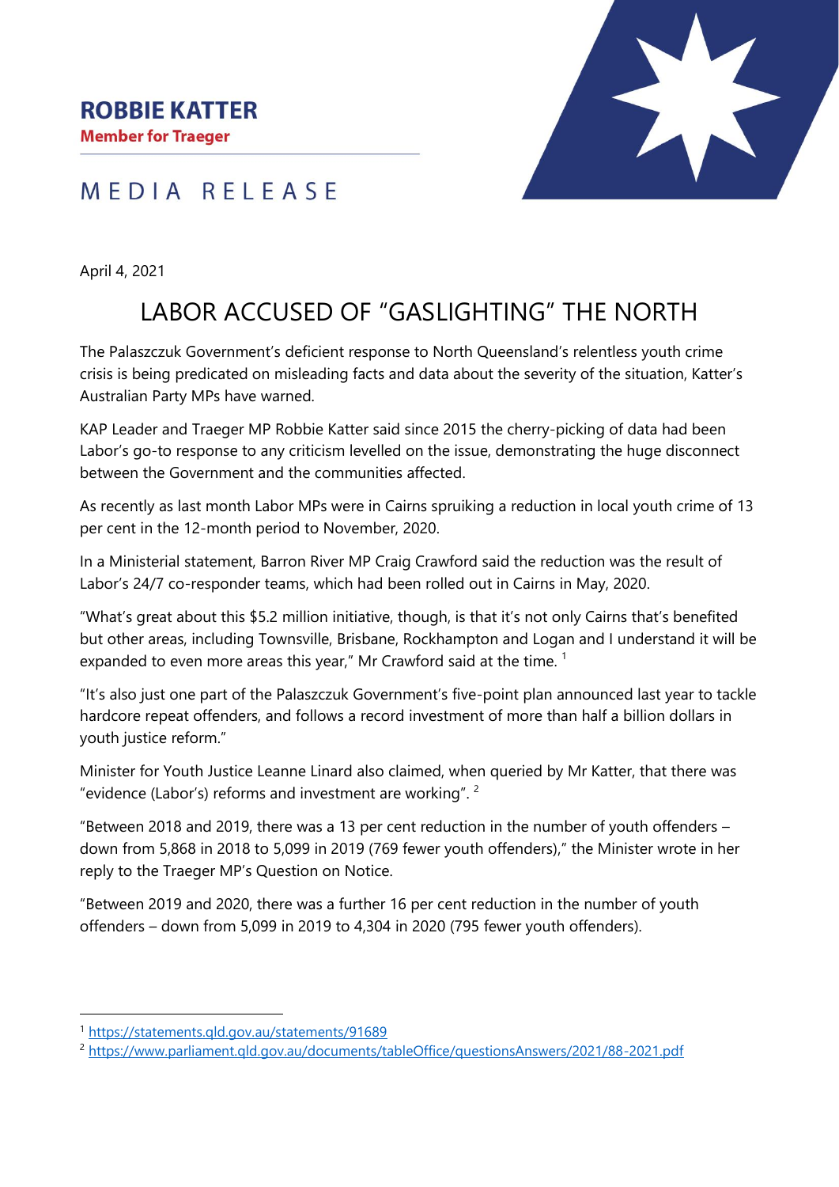**ROBBIE KATTER**
**Member for Traeger**

MEDIA RELEASE

April 4, 2021

# LABOR ACCUSED OF "GASLIGHTING" THE NORTH

The Palaszczuk Government's deficient response to North Queensland's relentless youth crime crisis is being predicated on misleading facts and data about the severity of the situation, Katter's Australian Party MPs have warned.

KAP Leader and Traeger MP Robbie Katter said since 2015 the cherry-picking of data had been Labor's go-to response to any criticism levelled on the issue, demonstrating the huge disconnect between the Government and the communities affected.

As recently as last month Labor MPs were in Cairns spruiking a reduction in local youth crime of 13 per cent in the 12-month period to November, 2020.

In a Ministerial statement, Barron River MP Craig Crawford said the reduction was the result of Labor's 24/7 co-responder teams, which had been rolled out in Cairns in May, 2020.

"What's great about this $5.2 million initiative, though, is that it's not only Cairns that's benefited but other areas, including Townsville, Brisbane, Rockhampton and Logan and I understand it will be expanded to even more areas this year," Mr Crawford said at the time. [1]

"It's also just one part of the Palaszczuk Government's five-point plan announced last year to tackle hardcore repeat offenders, and follows a record investment of more than half a billion dollars in youth justice reform."

Minister for Youth Justice Leanne Linard also claimed, when queried by Mr Katter, that there was "evidence (Labor's) reforms and investment are working". [2]

"Between 2018 and 2019, there was a 13 per cent reduction in the number of youth offenders – down from 5,868 in 2018 to 5,099 in 2019 (769 fewer youth offenders)," the Minister wrote in her reply to the Traeger MP's Question on Notice.

"Between 2019 and 2020, there was a further 16 per cent reduction in the number of youth offenders – down from 5,099 in 2019 to 4,304 in 2020 (795 fewer youth offenders).

---

[1] https://statements.qld.gov.au/statements/91689

[2] https://www.parliament.qld.gov.au/documents/tableOffice/questionsAnswers/2021/88-2021.pdf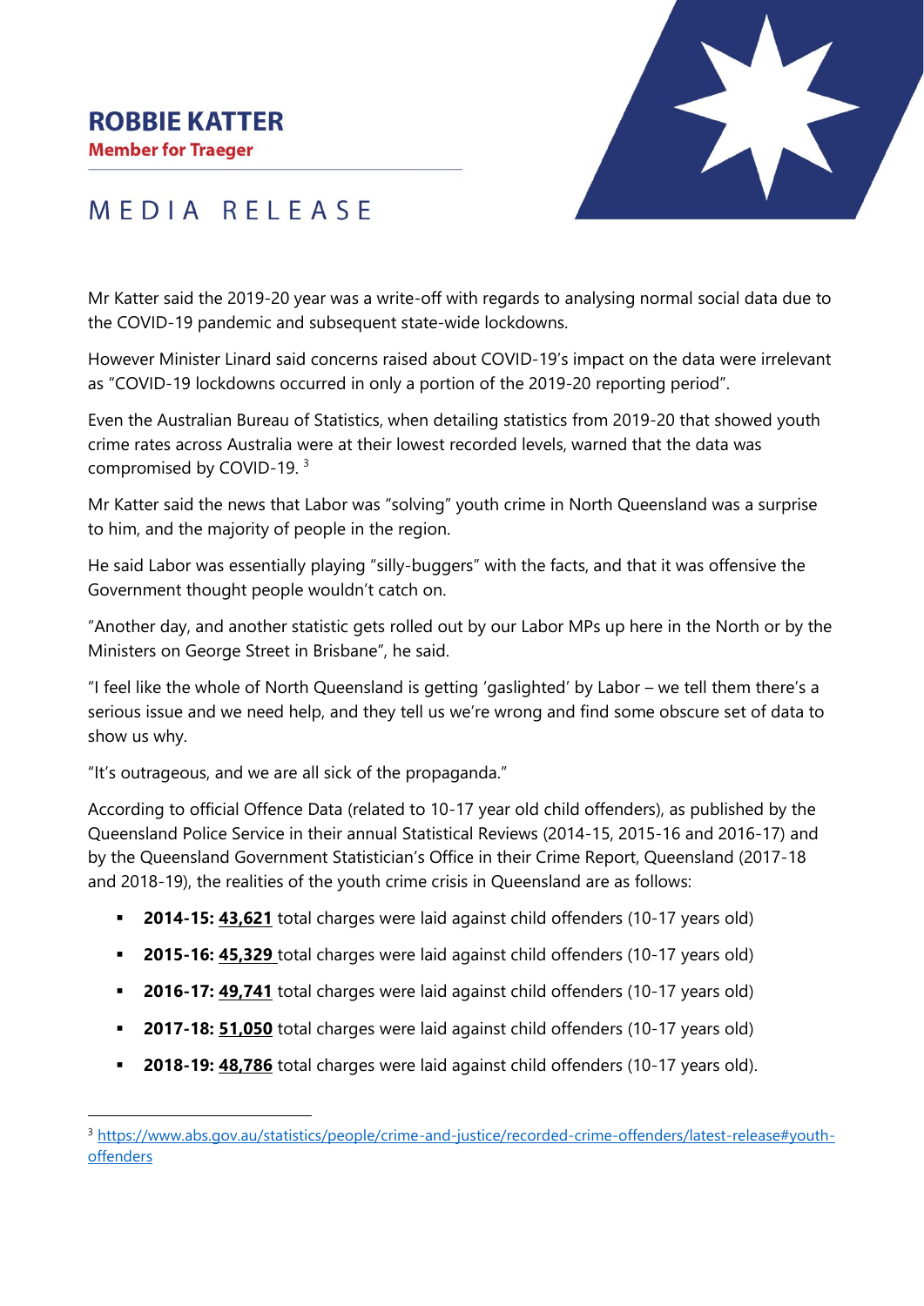# ROBBIE KATTER

**Member for Traeger**

MEDIA RELEASE

Mr Katter said the 2019-20 year was a write-off with regards to analysing normal social data due to the COVID-19 pandemic and subsequent state-wide lockdowns.

However Minister Linard said concerns raised about COVID-19's impact on the data were irrelevant as "COVID-19 lockdowns occurred in only a portion of the 2019-20 reporting period".

Even the Australian Bureau of Statistics, when detailing statistics from 2019-20 that showed youth crime rates across Australia were at their lowest recorded levels, warned that the data was compromised by COVID-19. [3]

Mr Katter said the news that Labor was "solving" youth crime in North Queensland was a surprise to him, and the majority of people in the region.

He said Labor was essentially playing "silly-buggers" with the facts, and that it was offensive the Government thought people wouldn't catch on.

"Another day, and another statistic gets rolled out by our Labor MPs up here in the North or by the Ministers on George Street in Brisbane", he said.

"I feel like the whole of North Queensland is getting 'gaslighted' by Labor – we tell them there's a serious issue and we need help, and they tell us we're wrong and find some obscure set of data to show us why.

"It's outrageous, and we are all sick of the propaganda."

According to official Offence Data (related to 10-17 year old child offenders), as published by the Queensland Police Service in their annual Statistical Reviews (2014-15, 2015-16 and 2016-17) and by the Queensland Government Statistician's Office in their Crime Report, Queensland (2017-18 and 2018-19), the realities of the youth crime crisis in Queensland are as follows:

- **2014-15: 43,621** total charges were laid against child offenders (10-17 years old)
- **2015-16: 45,329** total charges were laid against child offenders (10-17 years old)
- **2016-17: 49,741** total charges were laid against child offenders (10-17 years old)
- **2017-18: 51,050** total charges were laid against child offenders (10-17 years old)
- **2018-19: 48,786** total charges were laid against child offenders (10-17 years old).

[3] https://www.abs.gov.au/statistics/people/crime-and-justice/recorded-crime-offenders/latest-release#youth-offenders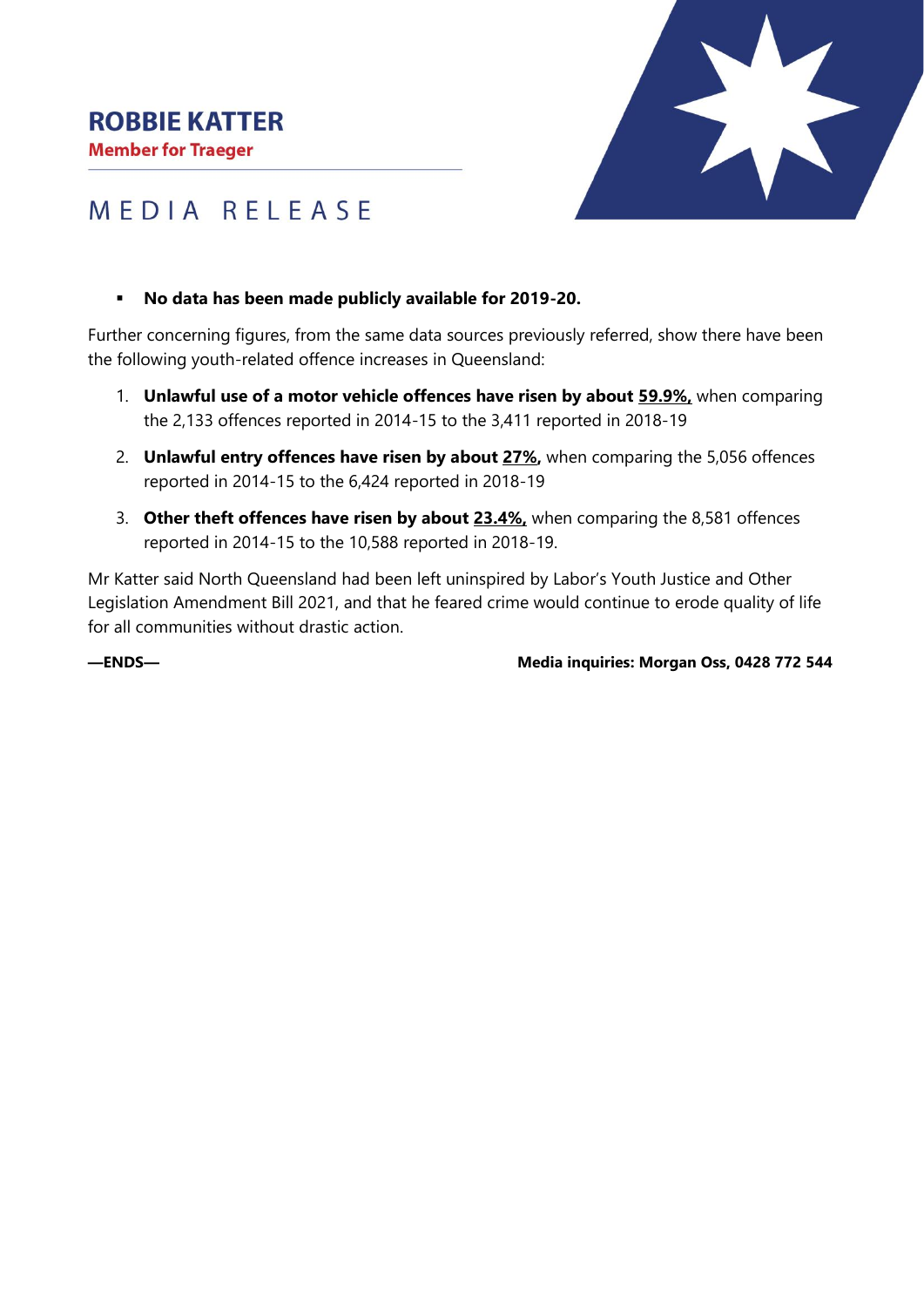**ROBBIE KATTER**
**Member for Traeger**

MEDIA RELEASE

- **No data has been made publicly available for 2019-20.**

Further concerning figures, from the same data sources previously referred, show there have been the following youth-related offence increases in Queensland:

1. **Unlawful use of a motor vehicle offences have risen by about 59.9%,** when comparing the 2,133 offences reported in 2014-15 to the 3,411 reported in 2018-19
2. **Unlawful entry offences have risen by about 27%,** when comparing the 5,056 offences reported in 2014-15 to the 6,424 reported in 2018-19
3. **Other theft offences have risen by about 23.4%,** when comparing the 8,581 offences reported in 2014-15 to the 10,588 reported in 2018-19.

Mr Katter said North Queensland had been left uninspired by Labor's Youth Justice and Other Legislation Amendment Bill 2021, and that he feared crime would continue to erode quality of life for all communities without drastic action.

**—ENDS—**

**Media inquiries: Morgan Oss, 0428 772 544**